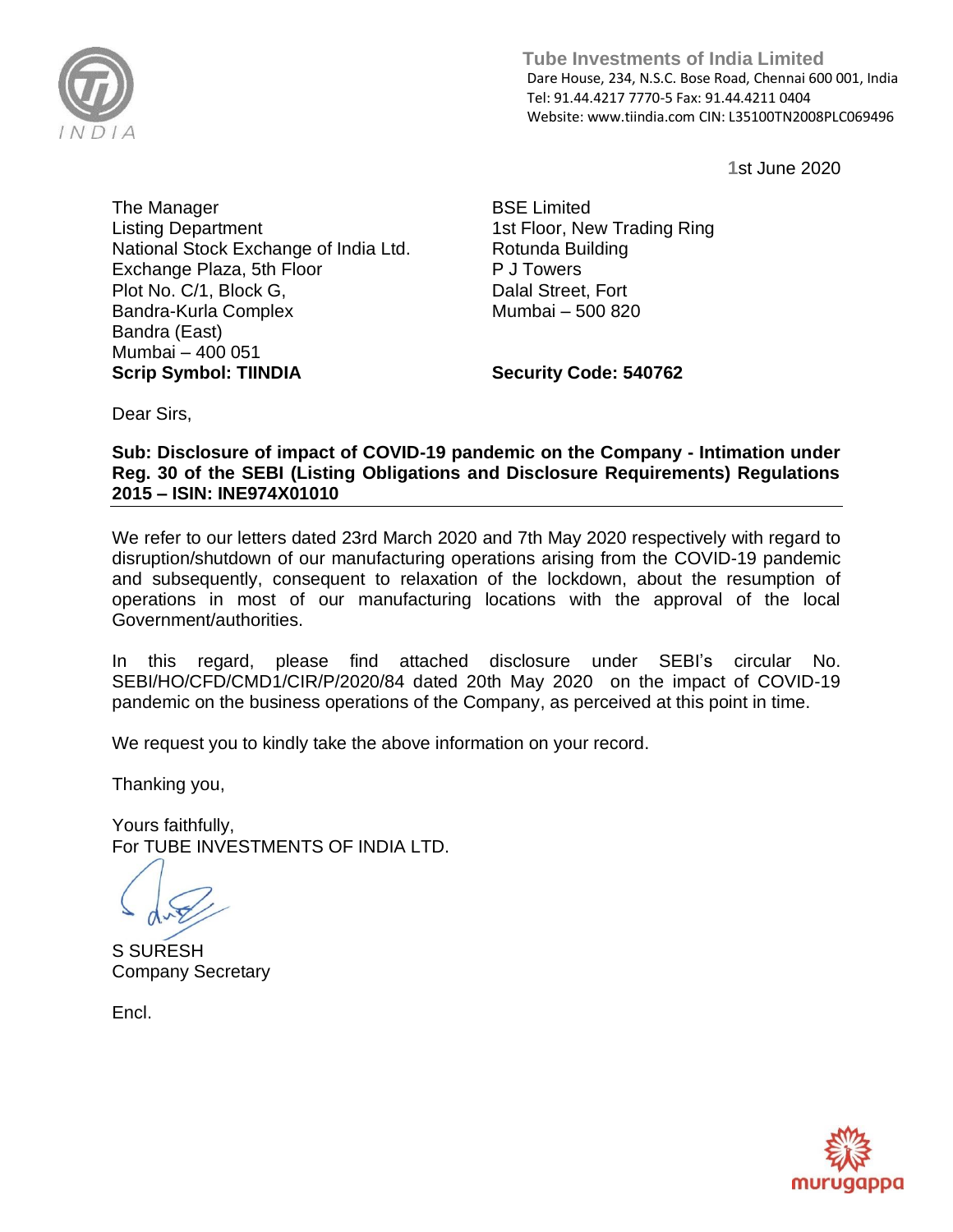**Tube Investments of India Limited**
Dare House, 234, N.S.C. Bose Road, Chennai 600 001, India
Tel: 91.44.4217 7770-5 Fax: 91.44.4211 0404
Website: www.tiindia.com CIN: L35100TN2008PLC069496

1st June 2020

The Manager
Listing Department
National Stock Exchange of India Ltd.
Exchange Plaza, 5th Floor
Plot No. C/1, Block G,
Bandra-Kurla Complex
Bandra (East)
Mumbai – 400 051
**Scrip Symbol: TIINDIA**

BSE Limited
1st Floor, New Trading Ring
Rotunda Building
P J Towers
Dalal Street, Fort
Mumbai – 500 820

**Security Code: 540762**

Dear Sirs,

**Sub: Disclosure of impact of COVID-19 pandemic on the Company - Intimation under Reg. 30 of the SEBI (Listing Obligations and Disclosure Requirements) Regulations 2015 – ISIN: INE974X01010**

We refer to our letters dated 23rd March 2020 and 7th May 2020 respectively with regard to disruption/shutdown of our manufacturing operations arising from the COVID-19 pandemic and subsequently, consequent to relaxation of the lockdown, about the resumption of operations in most of our manufacturing locations with the approval of the local Government/authorities.

In this regard, please find attached disclosure under SEBI's circular No. SEBI/HO/CFD/CMD1/CIR/P/2020/84 dated 20th May 2020 on the impact of COVID-19 pandemic on the business operations of the Company, as perceived at this point in time.

We request you to kindly take the above information on your record.

Thanking you,

Yours faithfully,
For TUBE INVESTMENTS OF INDIA LTD.

S SURESH
Company Secretary

Encl.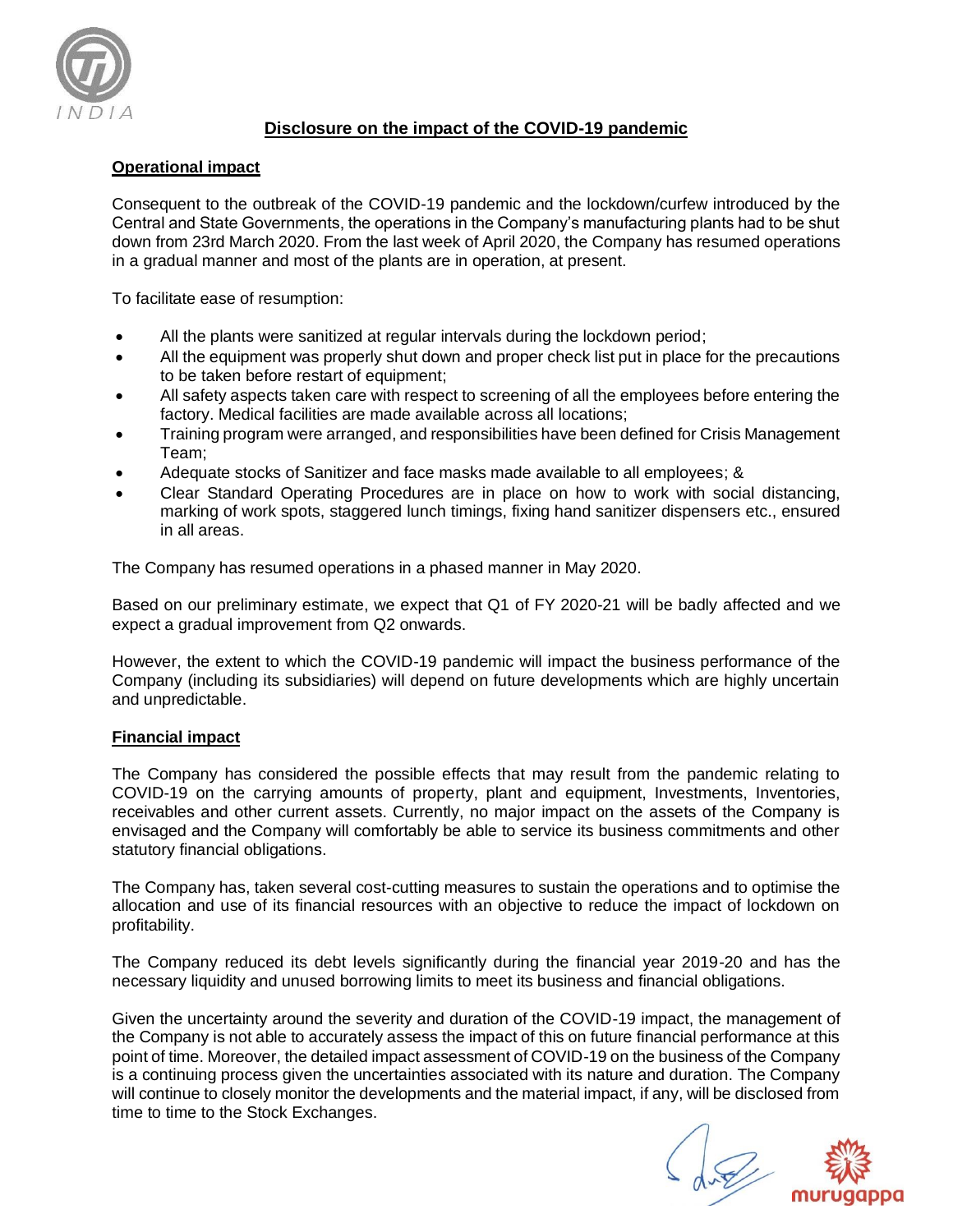## Disclosure on the impact of the COVID-19 pandemic

### Operational impact

Consequent to the outbreak of the COVID-19 pandemic and the lockdown/curfew introduced by the Central and State Governments, the operations in the Company's manufacturing plants had to be shut down from 23rd March 2020. From the last week of April 2020, the Company has resumed operations in a gradual manner and most of the plants are in operation, at present.

To facilitate ease of resumption:

- All the plants were sanitized at regular intervals during the lockdown period;
- All the equipment was properly shut down and proper check list put in place for the precautions to be taken before restart of equipment;
- All safety aspects taken care with respect to screening of all the employees before entering the factory. Medical facilities are made available across all locations;
- Training program were arranged, and responsibilities have been defined for Crisis Management Team;
- Adequate stocks of Sanitizer and face masks made available to all employees; &
- Clear Standard Operating Procedures are in place on how to work with social distancing, marking of work spots, staggered lunch timings, fixing hand sanitizer dispensers etc., ensured in all areas.

The Company has resumed operations in a phased manner in May 2020.

Based on our preliminary estimate, we expect that Q1 of FY 2020-21 will be badly affected and we expect a gradual improvement from Q2 onwards.

However, the extent to which the COVID-19 pandemic will impact the business performance of the Company (including its subsidiaries) will depend on future developments which are highly uncertain and unpredictable.

### Financial impact

The Company has considered the possible effects that may result from the pandemic relating to COVID-19 on the carrying amounts of property, plant and equipment, Investments, Inventories, receivables and other current assets. Currently, no major impact on the assets of the Company is envisaged and the Company will comfortably be able to service its business commitments and other statutory financial obligations.

The Company has, taken several cost-cutting measures to sustain the operations and to optimise the allocation and use of its financial resources with an objective to reduce the impact of lockdown on profitability.

The Company reduced its debt levels significantly during the financial year 2019-20 and has the necessary liquidity and unused borrowing limits to meet its business and financial obligations.

Given the uncertainty around the severity and duration of the COVID-19 impact, the management of the Company is not able to accurately assess the impact of this on future financial performance at this point of time. Moreover, the detailed impact assessment of COVID-19 on the business of the Company is a continuing process given the uncertainties associated with its nature and duration. The Company will continue to closely monitor the developments and the material impact, if any, will be disclosed from time to time to the Stock Exchanges.